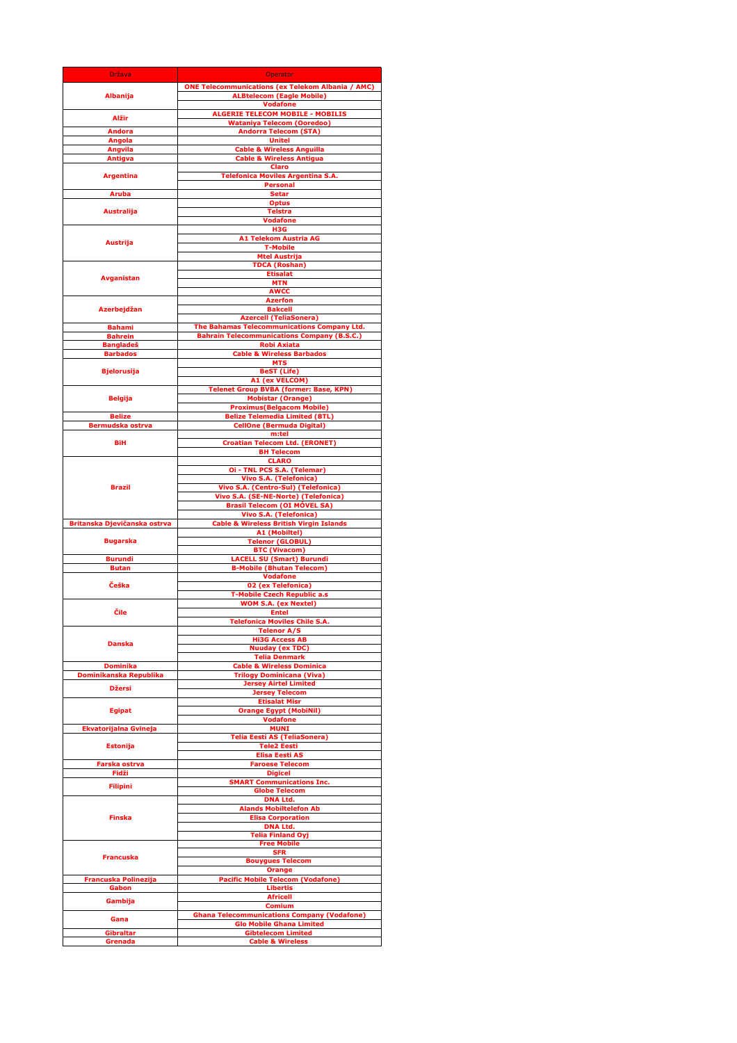| Država | Operator |
|---|---|
| Albanija | ONE Telecommunications (ex Telekom Albania / AMC) |
| | ALBtelecom (Eagle Mobile) |
| | Vodafone |
| Alžir | ALGERIE TELECOM MOBILE - MOBILIS |
| | Wataniya Telecom (Ooredoo) |
| Andora | Andorra Telecom (STA) |
| Angola | Unitel |
| Angvila | Cable & Wireless Anguilla |
| Antigva | Cable & Wireless Antigua |
| Argentina | Claro |
| | Telefonica Moviles Argentina S.A. |
| | Personal |
| Aruba | Setar |
| Australija | Optus |
| | Telstra |
| | Vodafone |
| Austrija | H3G |
| | A1 Telekom Austria AG |
| | T-Mobile |
| | Mtel Austrija |
| Avganistan | TDCA (Roshan) |
| | Etisalat |
| | MTN |
| | AWCC |
| Azerbejdžan | Azerfon |
| | Bakcell |
| | Azercell (TeliaSonera) |
| Bahami | The Bahamas Telecommunications Company Ltd. |
| Bahrein | Bahrain Telecommunications Company (B.S.C.) |
| Bangladeš | Robi Axiata |
| Barbados | Cable & Wireless Barbados |
| Bjelorusija | MTS |
| | BeST (Life) |
| | A1 (ex VELCOM) |
| Belgija | Telenet Group BVBA (former: Base, KPN) |
| | Mobistar (Orange) |
| | Proximus(Belgacom Mobile) |
| Belize | Belize Telemedia Limited (BTL) |
| Bermudska ostrva | CellOne (Bermuda Digital) |
| BiH | m:tel |
| | Croatian Telecom Ltd. (ERONET) |
| | BH Telecom |
| Brazil | CLARO |
| | Oi - TNL PCS S.A. (Telemar) |
| | Vivo S.A. (Telefonica) |
| | Vivo S.A. (Centro-Sul) (Telefonica) |
| | Vivo S.A. (SE-NE-Norte) (Telefonica) |
| | Brasil Telecom (OI MÓVEL SA) |
| | Vivo S.A. (Telefonica) |
| Britanska Djevičanska ostrva | Cable & Wireless British Virgin Islands |
| Bugarska | A1 (Mobiltel) |
| | Telenor (GLOBUL) |
| | BTC (Vivacom) |
| Burundi | LACELL SU (Smart) Burundi |
| Butan | B-Mobile (Bhutan Telecom) |
| Češka | Vodafone |
| | 02 (ex Telefonica) |
| | T-Mobile Czech Republic a.s |
| Čile | WOM S.A. (ex Nextel) |
| | Entel |
| | Telefonica Moviles Chile S.A. |
| Danska | Telenor A/S |
| | Hi3G Access AB |
| | Nuuday (ex TDC) |
| | Telia Denmark |
| Dominika | Cable & Wireless Dominica |
| Dominikanska Republika | Trilogy Dominicana (Viva) |
| Džersi | Jersey Airtel Limited |
| | Jersey Telecom |
| Egipat | Etisalat Misr |
| | Orange Egypt (MobiNil) |
| | Vodafone |
| Ekvatorijalna Gvineja | MUNI |
| Estonija | Telia Eesti AS (TeliaSonera) |
| | Tele2 Eesti |
| | Elisa Eesti AS |
| Farska ostrva | Faroese Telecom |
| Fidži | Digicel |
| Filipini | SMART Communications Inc. |
| | Globe Telecom |
| Finska | DNA Ltd. |
| | Alands Mobiltelefon Ab |
| | Elisa Corporation |
| | DNA Ltd. |
| | Telia Finland Oyj |
| Francuska | Free Mobile |
| | SFR |
| | Bouygues Telecom |
| | Orange |
| Francuska Polinezija | Pacific Mobile Telecom (Vodafone) |
| Gabon | Libertis |
| Gambija | Africell |
| | Comium |
| Gana | Ghana Telecommunications Company (Vodafone) |
| | Glo Mobile Ghana Limited |
| Gibraltar | Gibtelecom Limited |
| Grenada | Cable & Wireless |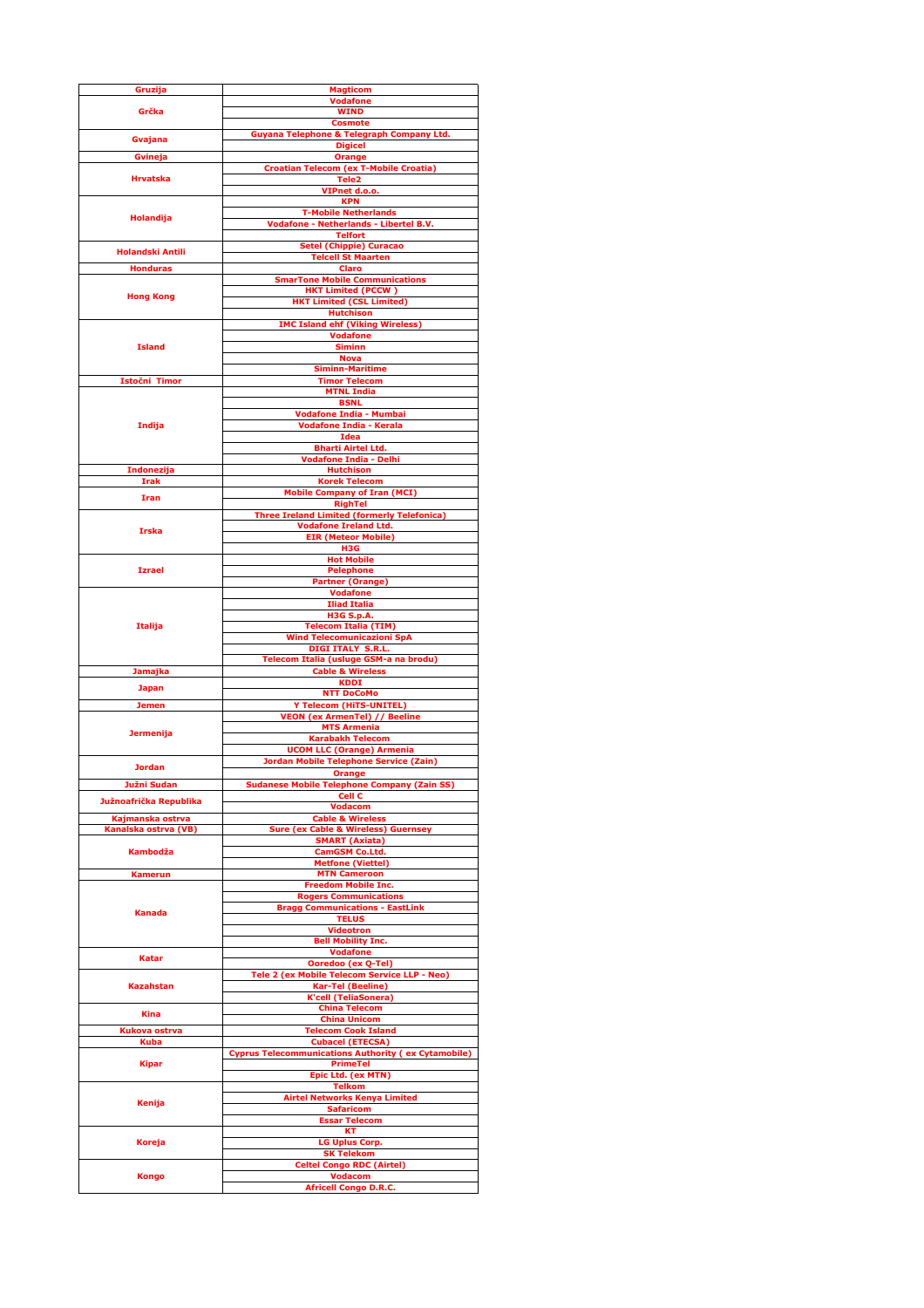| | |
|---|---|
| Gruzija | Magticom |
| Grčka | Vodafone |
| | WIND |
| | Cosmote |
| Gvajana | Guyana Telephone & Telegraph Company Ltd. |
| | Digicel |
| Gvineja | Orange |
| Hrvatska | Croatian Telecom (ex T-Mobile Croatia) |
| | Tele2 |
| | VIPnet d.o.o. |
| Holandija | KPN |
| | T-Mobile Netherlands |
| | Vodafone - Netherlands - Libertel B.V. |
| | Telfort |
| Holandski Antili | Setel (Chippie) Curacao |
| | Telcell St Maarten |
| Honduras | Claro |
| Hong Kong | SmarTone Mobile Communications |
| | HKT Limited (PCCW ) |
| | HKT Limited (CSL Limited) |
| | Hutchison |
| Island | IMC Island ehf (Viking Wireless) |
| | Vodafone |
| | Siminn |
| | Nova |
| | Siminn-Maritime |
| Istočni Timor | Timor Telecom |
| Indija | MTNL India |
| | BSNL |
| | Vodafone India - Mumbai |
| | Vodafone India - Kerala |
| | Idea |
| | Bharti Airtel Ltd. |
| | Vodafone India - Delhi |
| Indonezija | Hutchison |
| Irak | Korek Telecom |
| Iran | Mobile Company of Iran (MCI) |
| | RighTel |
| Irska | Three Ireland Limited (formerly Telefonica) |
| | Vodafone Ireland Ltd. |
| | EIR (Meteor Mobile) |
| | H3G |
| Izrael | Hot Mobile |
| | Pelephone |
| | Partner (Orange) |
| Italija | Vodafone |
| | Iliad Italia |
| | H3G S.p.A. |
| | Telecom Italia (TIM) |
| | Wind Telecomunicazioni SpA |
| | DIGI ITALY S.R.L. |
| | Telecom Italia (usluge GSM-a na brodu) |
| Jamajka | Cable & Wireless |
| Japan | KDDI |
| | NTT DoCoMo |
| Jemen | Y Telecom (HiTS-UNITEL) |
| Jermenija | VEON (ex ArmenTel) // Beeline |
| | MTS Armenia |
| | Karabakh Telecom |
| | UCOM LLC (Orange) Armenia |
| Jordan | Jordan Mobile Telephone Service (Zain) |
| | Orange |
| Južni Sudan | Sudanese Mobile Telephone Company (Zain SS) |
| Južnoafrička Republika | Cell C |
| | Vodacom |
| Kajmanska ostrva | Cable & Wireless |
| Kanalska ostrva (VB) | Sure (ex Cable & Wireless) Guernsey |
| Kambodža | SMART (Axiata) |
| | CamGSM Co.Ltd. |
| | Metfone (Viettel) |
| Kamerun | MTN Cameroon |
| Kanada | Freedom Mobile Inc. |
| | Rogers Communications |
| | Bragg Communications - EastLink |
| | TELUS |
| | Videotron |
| | Bell Mobility Inc. |
| Katar | Vodafone |
| | Ooredoo (ex Q-Tel) |
| Kazahstan | Tele 2 (ex Mobile Telecom Service LLP - Neo) |
| | Kar-Tel (Beeline) |
| | K'cell (TeliaSonera) |
| Kina | China Telecom |
| | China Unicom |
| Kukova ostrva | Telecom Cook Island |
| Kuba | Cubacel (ETECSA) |
| Kipar | Cyprus Telecommunications Authority ( ex Cytamobile) |
| | PrimeTel |
| | Epic Ltd. (ex MTN) |
| Kenija | Telkom |
| | Airtel Networks Kenya Limited |
| | Safaricom |
| | Essar Telecom |
| Koreja | KT |
| | LG Uplus Corp. |
| | SK Telekom |
| Kongo | Celtel Congo RDC (Airtel) |
| | Vodacom |
| | Africell Congo D.R.C. |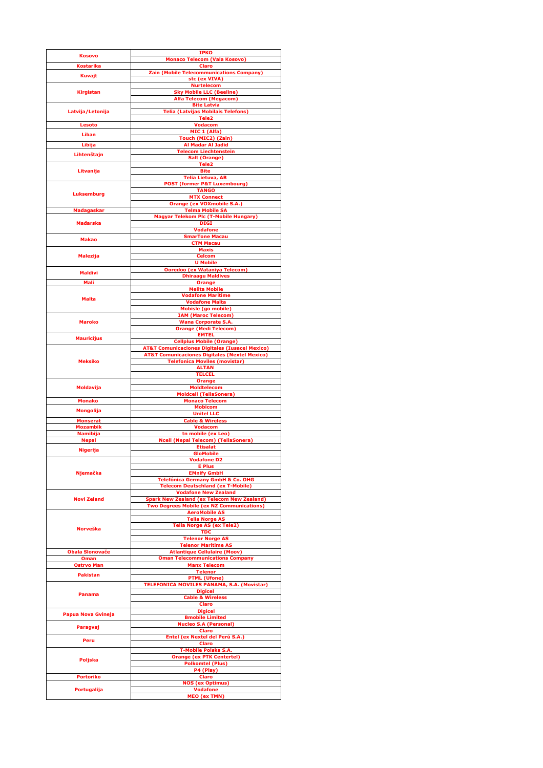| | |
|---|---|
| Kosovo | IPKO |
| | Monaco Telecom (Vala Kosovo) |
| Kostarika | Claro |
| Kuvajt | Zain (Mobile Telecommunications Company) |
| | stc (ex VIVA) |
| Kirgistan | Nurtelecom |
| | Sky Mobile LLC (Beeline) |
| | Alfa Telecom (Megacom) |
| Latvija/Letonija | Bite Latvia |
| | Telia (Latvijas Mobilais Telefons) |
| | Tele2 |
| Lesoto | Vodacom |
| Liban | MIC 1 (Alfa) |
| | Touch (MIC2) (Zain) |
| Libija | Al Madar Al Jadid |
| Lihtenštajn | Telecom Liechtenstein |
| | Salt (Orange) |
| Litvanija | Tele2 |
| | Bite |
| | Telia Lietuva, AB |
| Luksemburg | POST (former P&T Luxembourg) |
| | TANGO |
| | MTX Connect |
| | Orange (ex VOXmobile S.A.) |
| Madagaskar | Telma Mobile SA |
| Mađarska | Magyar Telekom Plc (T-Mobile Hungary) |
| | DIGI |
| | Vodafone |
| Makao | SmarTone Macau |
| | CTM Macau |
| Malezija | Maxis |
| | Celcom |
| | U Mobile |
| Maldivi | Ooredoo (ex Wataniya Telecom) |
| | Dhiraagu Maldives |
| Mali | Orange |
| Malta | Melita Mobile |
| | Vodafone Maritime |
| | Vodafone Malta |
| | Mobisle (go mobile) |
| Maroko | IAM (Maroc Telecom) |
| | Wana Corporate S.A. |
| | Orange (Medi Telecom) |
| Mauricijus | EMTEL |
| | Cellplus Mobile (Orange) |
| Meksiko | AT&T Comunicaciones Digitales (Iusacel Mexico) |
| | AT&T Comunicaciones Digitales (Nextel Mexico) |
| | Telefonica Moviles (movistar) |
| | ALTAN |
| | TELCEL |
| Moldavija | Orange |
| | Moldtelecom |
| | Moldcell (TeliaSonera) |
| Monako | Monaco Telecom |
| Mongolija | Mobicom |
| | Unitel LLC |
| Monserat | Cable & Wireless |
| Mozambik | Vodacom |
| Namibija | tn mobile (ex Leo) |
| Nepal | Ncell (Nepal Telecom) (TeliaSonera) |
| Nigerija | Etisalat |
| | GloMobile |
| Njemačka | Vodafone D2 |
| | E Plus |
| | EMnify GmbH |
| | Telefónica Germany GmbH & Co. OHG |
| | Telecom Deutschland (ex T-Mobile) |
| Novi Zeland | Vodafone New Zealand |
| | Spark New Zealand (ex Telecom New Zealand) |
| | Two Degrees Mobile (ex NZ Communications) |
| Norveška | AeroMobile AS |
| | Telia Norge AS |
| | Telia Norge AS (ex Tele2) |
| | TDC |
| | Telenor Norge AS |
| | Telenor Maritime AS |
| Obala Slonovače | Atlantique Cellulaire (Moov) |
| Oman | Oman Telecommunications Company |
| Ostrvo Man | Manx Telecom |
| Pakistan | Telenor |
| | PTML (Ufone) |
| Panama | TELEFONICA MOVILES PANAMA, S.A. (Movistar) |
| | Digicel |
| | Cable & Wireless |
| | Claro |
| Papua Nova Gvineja | Digicel |
| | Bmobile Limited |
| Paragvaj | Nucleo S.A (Personal) |
| | Claro |
| Peru | Entel (ex Nextel del Perú S.A.) |
| | Claro |
| Poljska | T-Mobile Polska S.A. |
| | Orange (ex PTK Centertel) |
| | Polkomtel (Plus) |
| | P4 (Play) |
| Portoriko | Claro |
| Portugalija | NOS (ex Optimus) |
| | Vodafone |
| | MEO (ex TMN) |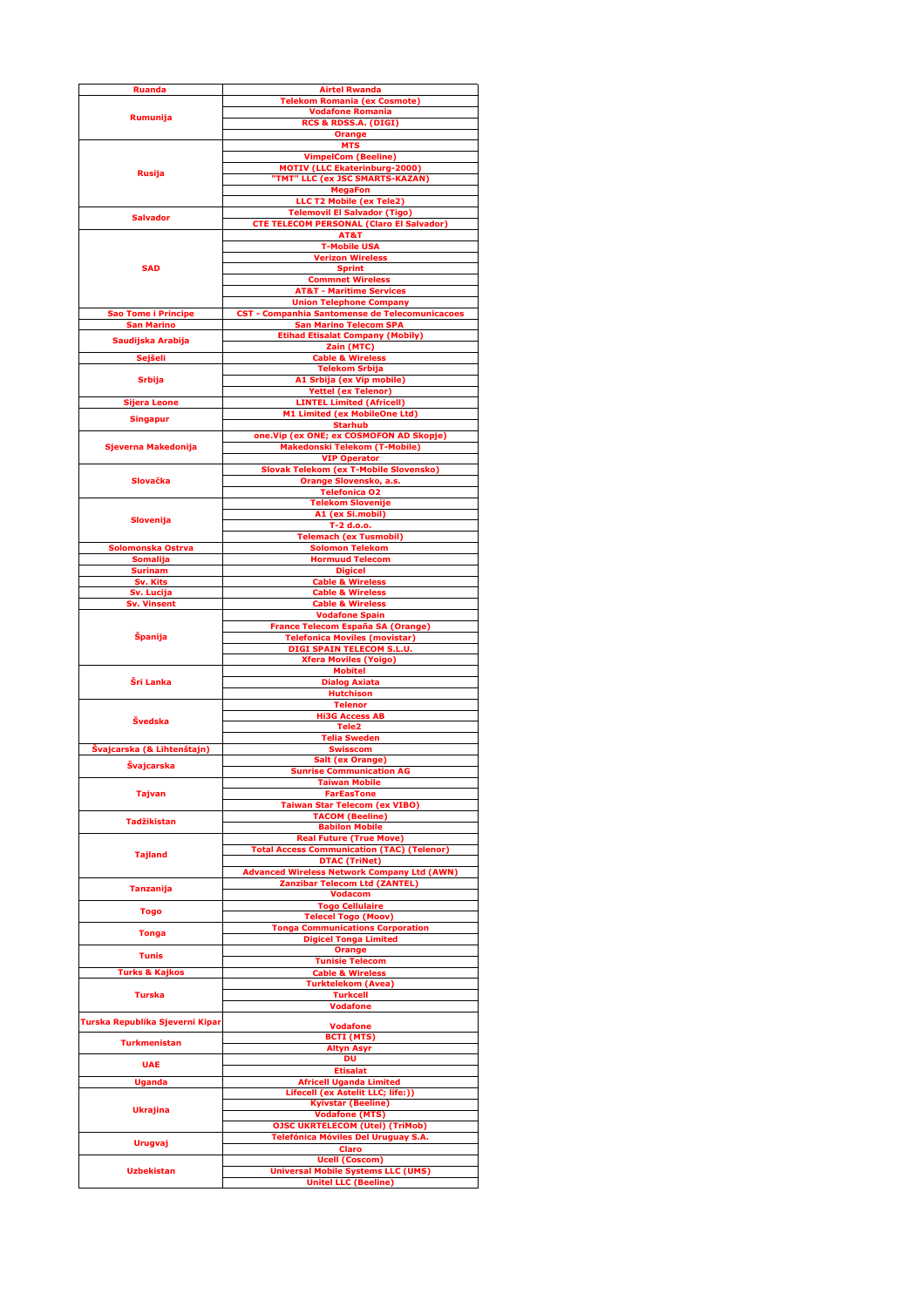| | |
|---|---|
| Ruanda | Airtel Rwanda |
| Rumunija | Telekom Romania (ex Cosmote) |
| | Vodafone Romania |
| | RCS & RDSS.A. (DIGI) |
| | Orange |
| Rusija | MTS |
| | VimpelCom (Beeline) |
| | MOTIV (LLC Ekaterinburg-2000) |
| | "TMT" LLC (ex JSC SMARTS-KAZAN) |
| | MegaFon |
| | LLC T2 Mobile (ex Tele2) |
| Salvador | Telemovil El Salvador (Tigo) |
| | CTE TELECOM PERSONAL (Claro El Salvador) |
| SAD | AT&T |
| | T-Mobile USA |
| | Verizon Wireless |
| | Sprint |
| | Commnet Wireless |
| | AT&T - Maritime Services |
| | Union Telephone Company |
| Sao Tome i Principe | CST - Companhia Santomense de Telecomunicacoes |
| San Marino | San Marino Telecom SPA |
| Saudijska Arabija | Etihad Etisalat Company (Mobily) |
| | Zain (MTC) |
| Sejšeli | Cable & Wireless |
| Srbija | Telekom Srbija |
| | A1 Srbija (ex Vip mobile) |
| | Yettel (ex Telenor) |
| Sijera Leone | LINTEL Limited (Africell) |
| Singapur | M1 Limited (ex MobileOne Ltd) |
| | Starhub |
| Sjeverna Makedonija | one.Vip (ex ONE; ex COSMOFON AD Skopje) |
| | Makedonski Telekom (T-Mobile) |
| | VIP Operator |
| Slovačka | Slovak Telekom (ex T-Mobile Slovensko) |
| | Orange Slovensko, a.s. |
| | Telefonica O2 |
| Slovenija | Telekom Slovenije |
| | A1 (ex Si.mobil) |
| | T-2 d.o.o. |
| | Telemach (ex Tusmobil) |
| Solomonska Ostrva | Solomon Telekom |
| Somalija | Hormuud Telecom |
| Surinam | Digicel |
| Sv. Kits | Cable & Wireless |
| Sv. Lucija | Cable & Wireless |
| Sv. Vinsent | Cable & Wireless |
| Španija | Vodafone Spain |
| | France Telecom España SA (Orange) |
| | Telefonica Moviles (movistar) |
| | DIGI SPAIN TELECOM S.L.U. |
| | Xfera Moviles (Yoigo) |
| Šri Lanka | Mobitel |
| | Dialog Axiata |
| | Hutchison |
| Švedska | Telenor |
| | Hi3G Access AB |
| | Tele2 |
| | Telia Sweden |
| Švajcarska (& Lihtenštajn) | Swisscom |
| Švajcarska | Salt (ex Orange) |
| | Sunrise Communication AG |
| Tajvan | Taiwan Mobile |
| | FarEasTone |
| | Taiwan Star Telecom (ex VIBO) |
| Tadžikistan | TACOM (Beeline) |
| | Babilon Mobile |
| Tajland | Real Future (True Move) |
| | Total Access Communication (TAC) (Telenor) |
| | DTAC (TriNet) |
| | Advanced Wireless Network Company Ltd (AWN) |
| Tanzanija | Zanzibar Telecom Ltd (ZANTEL) |
| | Vodacom |
| Togo | Togo Cellulaire |
| | Telecel Togo (Moov) |
| Tonga | Tonga Communications Corporation |
| | Digicel Tonga Limited |
| Tunis | Orange |
| | Tunisie Telecom |
| Turks & Kajkos | Cable & Wireless |
| Turska | Turktelekom (Avea) |
| | Turkcell |
| | Vodafone |
| Turska Republika Sjeverni Kipar | Vodafone |
| Turkmenistan | BCTI (MTS) |
| | Altyn Asyr |
| UAE | DU |
| | Etisalat |
| Uganda | Africell Uganda Limited |
| Ukrajina | Lifecell (ex Astelit LLC; life:)) |
| | Kyivstar (Beeline) |
| | Vodafone (MTS) |
| | OJSC UKRTELECOM (Utel) (TriMob) |
| Urugvaj | Telefónica Móviles Del Uruguay S.A. |
| | Claro |
| Uzbekistan | Ucell (Coscom) |
| | Universal Mobile Systems LLC (UMS) |
| | Unitel LLC (Beeline) |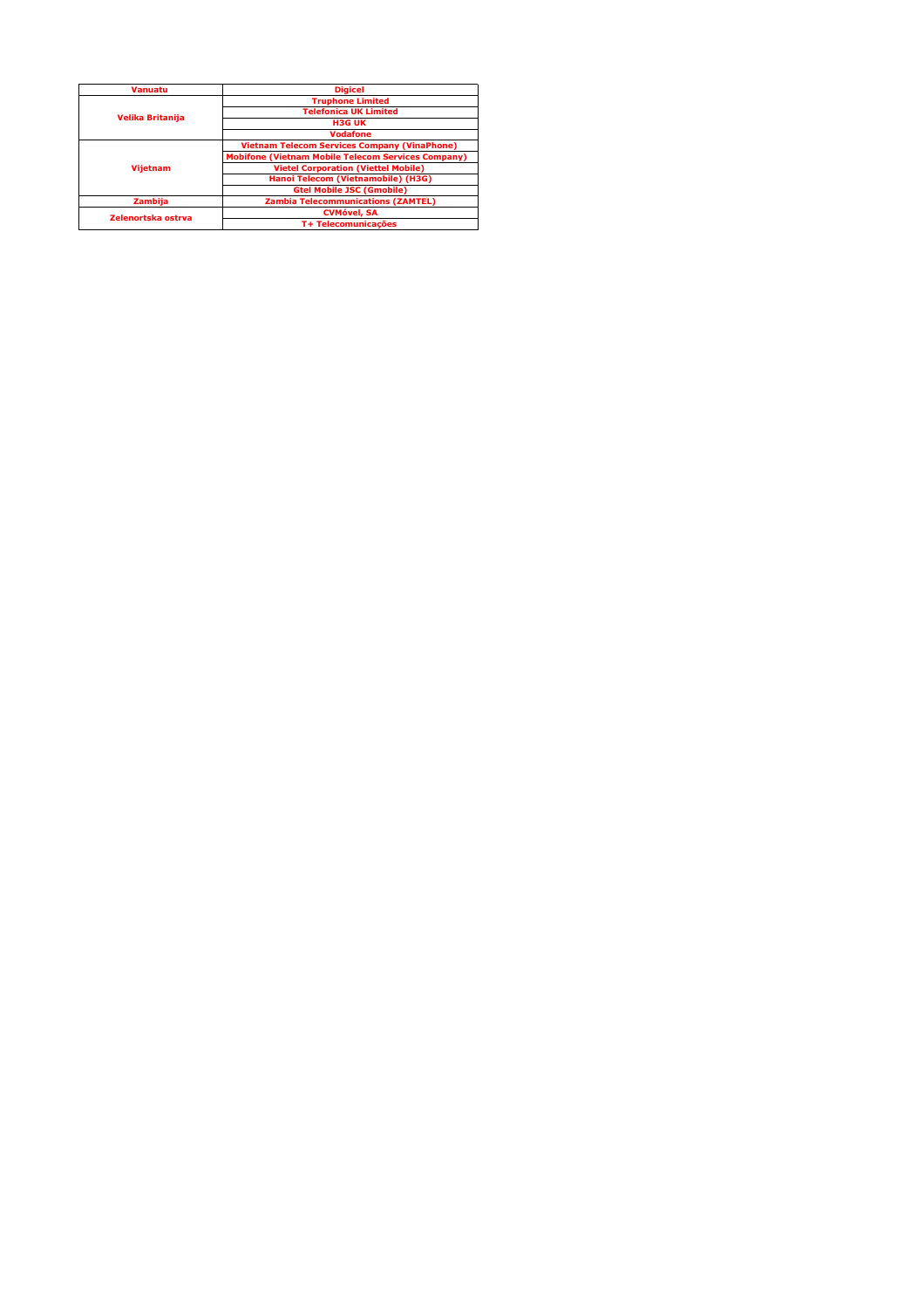| | |
|---|---|
| Vanuatu | Digicel |
| Velika Britanija | Truphone Limited |
| | Telefonica UK Limited |
| | H3G UK |
| | Vodafone |
| Vijetnam | Vietnam Telecom Services Company (VinaPhone) |
| | Mobifone (Vietnam Mobile Telecom Services Company) |
| | Vietel Corporation (Viettel Mobile) |
| | Hanoi Telecom (Vietnamobile) (H3G) |
| | Gtel Mobile JSC (Gmobile) |
| Zambija | Zambia Telecommunications (ZAMTEL) |
| Zelenortska ostrva | CVMóvel, SA |
| | T+ Telecomunicações |